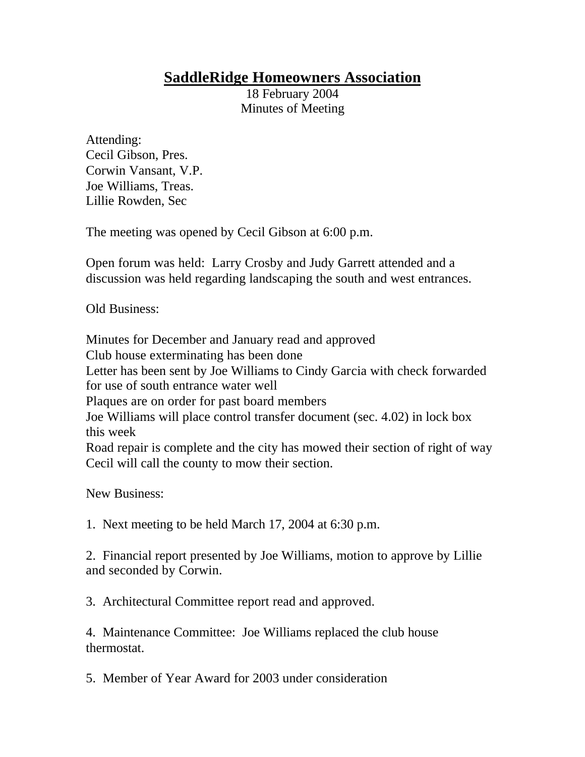# SaddleRidge Homeowners Association

18 February 2004
Minutes of Meeting

Attending:
Cecil Gibson, Pres.
Corwin Vansant, V.P.
Joe Williams, Treas.
Lillie Rowden, Sec

The meeting was opened by Cecil Gibson at 6:00 p.m.

Open forum was held: Larry Crosby and Judy Garrett attended and a discussion was held regarding landscaping the south and west entrances.

Old Business:

Minutes for December and January read and approved
Club house exterminating has been done
Letter has been sent by Joe Williams to Cindy Garcia with check forwarded for use of south entrance water well
Plaques are on order for past board members
Joe Williams will place control transfer document (sec. 4.02) in lock box this week
Road repair is complete and the city has mowed their section of right of way
Cecil will call the county to mow their section.

New Business:

1. Next meeting to be held March 17, 2004 at 6:30 p.m.

2. Financial report presented by Joe Williams, motion to approve by Lillie and seconded by Corwin.

3. Architectural Committee report read and approved.

4. Maintenance Committee: Joe Williams replaced the club house thermostat.

5. Member of Year Award for 2003 under consideration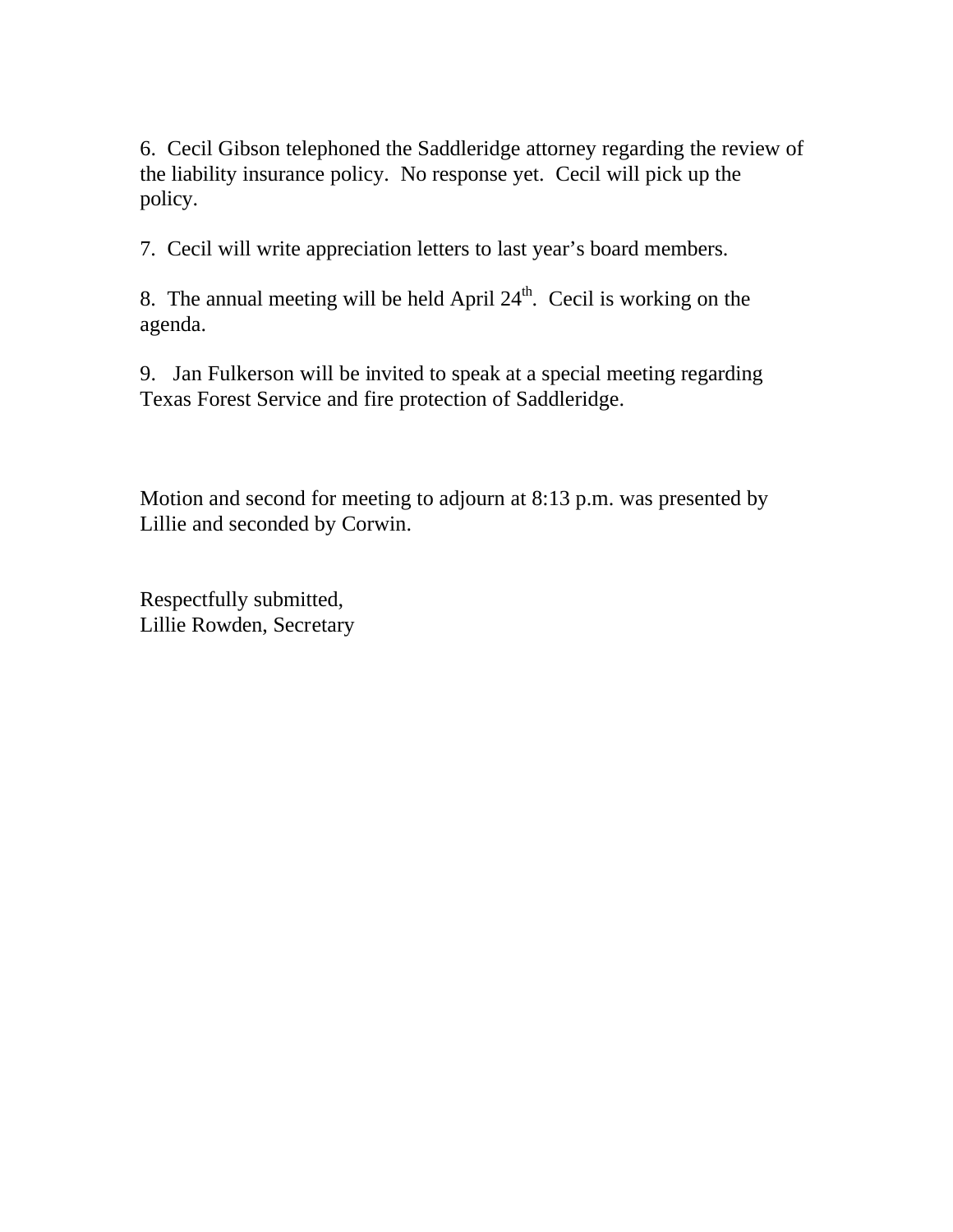6. Cecil Gibson telephoned the Saddleridge attorney regarding the review of the liability insurance policy. No response yet. Cecil will pick up the policy.

7. Cecil will write appreciation letters to last year's board members.

8. The annual meeting will be held April 24th. Cecil is working on the agenda.

9. Jan Fulkerson will be invited to speak at a special meeting regarding Texas Forest Service and fire protection of Saddleridge.

Motion and second for meeting to adjourn at 8:13 p.m. was presented by Lillie and seconded by Corwin.

Respectfully submitted,  
Lillie Rowden, Secretary